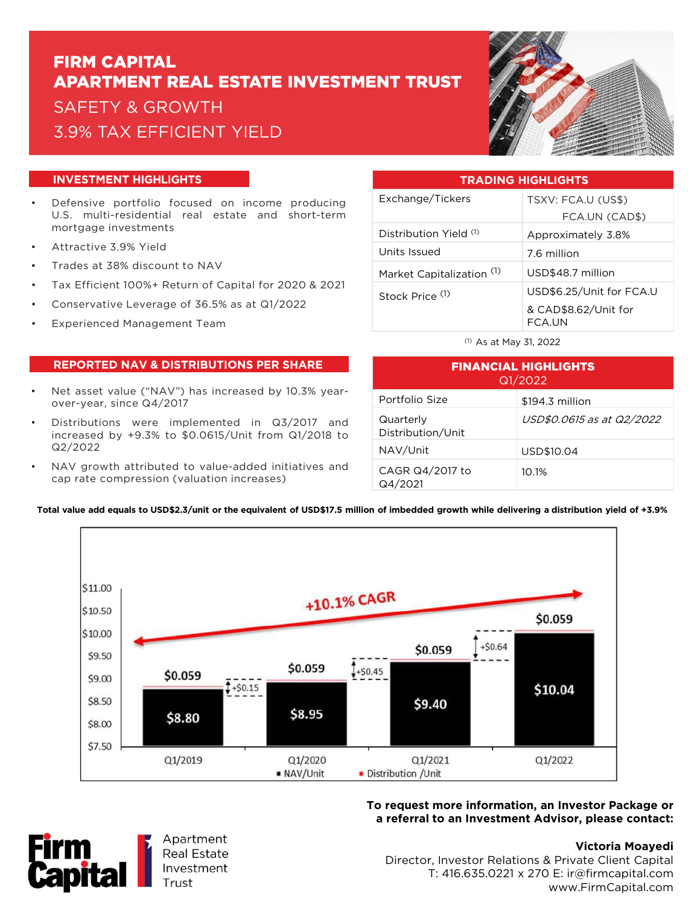# FIRM CAPITAL
# APARTMENT REAL ESTATE INVESTMENT TRUST

SAFETY & GROWTH

3.9% TAX EFFICIENT YIELD

## INVESTMENT HIGHLIGHTS

- Defensive portfolio focused on income producing U.S. multi-residential real estate and short-term mortgage investments
- Attractive 3.9% Yield
- Trades at 38% discount to NAV
- Tax Efficient 100%+ Return of Capital for 2020 & 2021
- Conservative Leverage of 36.5% as at Q1/2022
- Experienced Management Team

## TRADING HIGHLIGHTS

| | |
|---|---|
| Exchange/Tickers | TSXV: FCA.U (US$) FCA.UN (CAD$) |
| Distribution Yield [1] | Approximately 3.8% |
| Units Issued | 7.6 million |
| Market Capitalization [1] | USD$48.7 million |
| Stock Price [1] | USD$6.25/Unit for FCA.U & CAD$8.62/Unit for FCA.UN |

[1] As at May 31, 2022

## REPORTED NAV & DISTRIBUTIONS PER SHARE

- Net asset value ("NAV") has increased by 10.3% year-over-year, since Q4/2017
- Distributions were implemented in Q3/2017 and increased by +9.3% to $0.0615/Unit from Q1/2018 to Q2/2022
- NAV growth attributed to value-added initiatives and cap rate compression (valuation increases)

## FINANCIAL HIGHLIGHTS Q1/2022

| | |
|---|---|
| Portfolio Size | $194.3 million |
| Quarterly Distribution/Unit | *USD$0.0615 as at Q2/2022* |
| NAV/Unit | USD$10.04 |
| CAGR Q4/2017 to Q4/2021 | 10.1% |

**Total value add equals to USD$2.3/unit or the equivalent of USD$17.5 million of imbedded growth while delivering a distribution yield of +3.9%**

| | Q1/2019 | Q1/2020 | Q1/2021 | Q1/2022 |
|---|---|---|---|---|
| NAV/Unit | $8.80 | $8.95 | $9.40 | $10.04 |
| Distribution /Unit | $0.059 | $0.059 | $0.059 | $0.059 |
| Change in NAV | | +$0.15 | +$0.45 | +$0.64 |

+10.1% CAGR

**To request more information, an Investor Package or a referral to an Investment Advisor, please contact:**

**Victoria Moayedi**
Director, Investor Relations & Private Client Capital
T: 416.635.0221 x 270 E: ir@firmcapital.com
www.FirmCapital.com

Firm Capital Apartment Real Estate Investment Trust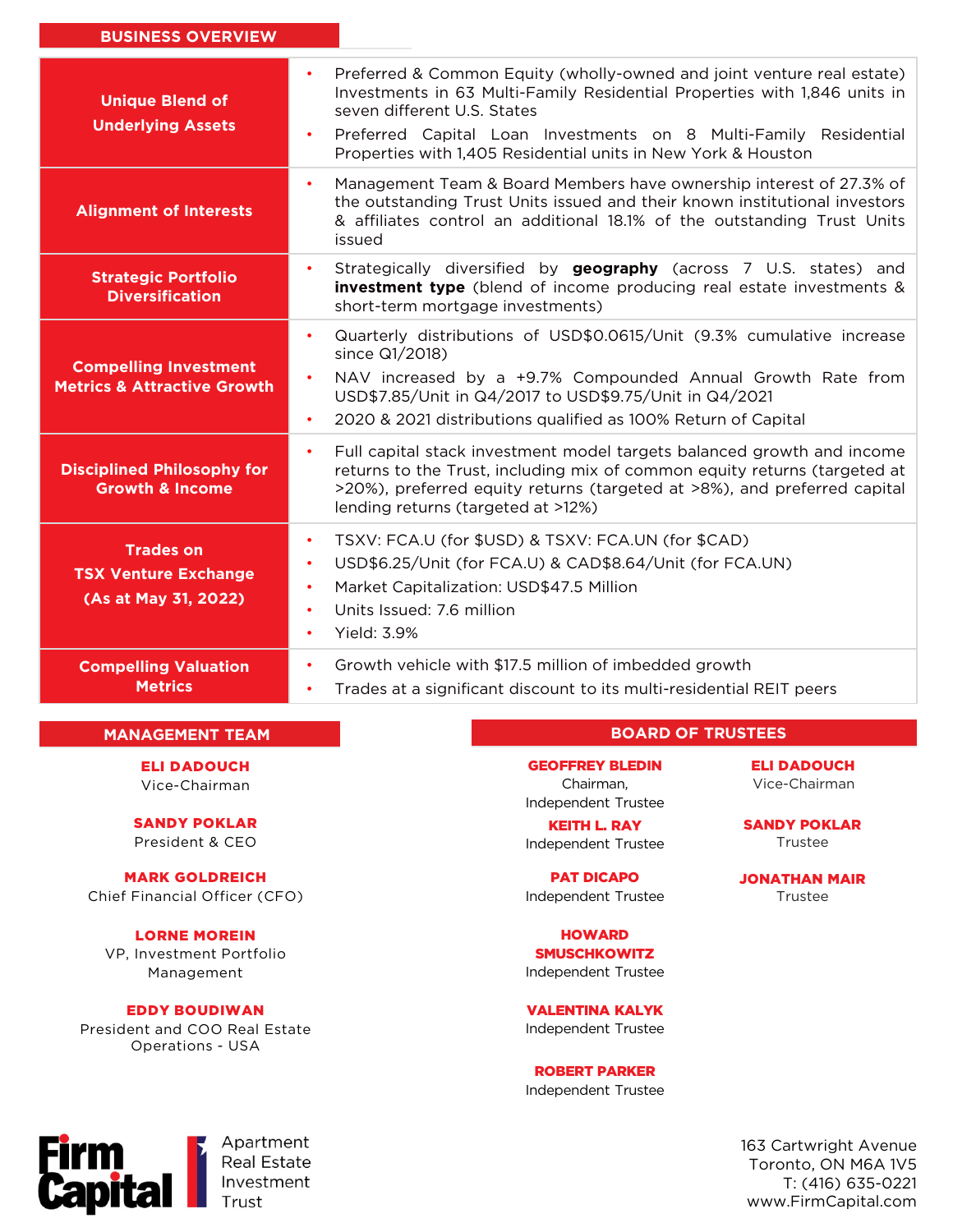## BUSINESS OVERVIEW

| | |
|---|---|
| **Unique Blend of Underlying Assets** | • Preferred & Common Equity (wholly-owned and joint venture real estate) Investments in 63 Multi-Family Residential Properties with 1,846 units in seven different U.S. States<br>• Preferred Capital Loan Investments on 8 Multi-Family Residential Properties with 1,405 Residential units in New York & Houston |
| **Alignment of Interests** | • Management Team & Board Members have ownership interest of 27.3% of the outstanding Trust Units issued and their known institutional investors & affiliates control an additional 18.1% of the outstanding Trust Units issued |
| **Strategic Portfolio Diversification** | • Strategically diversified by **geography** (across 7 U.S. states) and **investment type** (blend of income producing real estate investments & short-term mortgage investments) |
| **Compelling Investment Metrics & Attractive Growth** | • Quarterly distributions of USD$0.0615/Unit (9.3% cumulative increase since Q1/2018)<br>• NAV increased by a +9.7% Compounded Annual Growth Rate from USD$7.85/Unit in Q4/2017 to USD$9.75/Unit in Q4/2021<br>• 2020 & 2021 distributions qualified as 100% Return of Capital |
| **Disciplined Philosophy for Growth & Income** | • Full capital stack investment model targets balanced growth and income returns to the Trust, including mix of common equity returns (targeted at >20%), preferred equity returns (targeted at >8%), and preferred capital lending returns (targeted at >12%) |
| **Trades on TSX Venture Exchange (As at May 31, 2022)** | • TSXV: FCA.U (for $USD) & TSXV: FCA.UN (for $CAD)<br>• USD$6.25/Unit (for FCA.U) & CAD$8.64/Unit (for FCA.UN)<br>• Market Capitalization: USD$47.5 Million<br>• Units Issued: 7.6 million<br>• Yield: 3.9% |
| **Compelling Valuation Metrics** | • Growth vehicle with $17.5 million of imbedded growth<br>• Trades at a significant discount to its multi-residential REIT peers |

## MANAGEMENT TEAM

**ELI DADOUCH**
Vice-Chairman

**SANDY POKLAR**
President & CEO

**MARK GOLDREICH**
Chief Financial Officer (CFO)

**LORNE MOREIN**
VP, Investment Portfolio Management

**EDDY BOUDIWAN**
President and COO Real Estate Operations - USA

## BOARD OF TRUSTEES

**GEOFFREY BLEDIN**
Chairman, Independent Trustee

**KEITH L. RAY**
Independent Trustee

**PAT DICAPO**
Independent Trustee

**HOWARD SMUSCHKOWITZ**
Independent Trustee

**VALENTINA KALYK**
Independent Trustee

**ROBERT PARKER**
Independent Trustee

**ELI DADOUCH**
Vice-Chairman

**SANDY POKLAR**
Trustee

**JONATHAN MAIR**
Trustee

Firm Capital Apartment Real Estate Investment Trust

163 Cartwright Avenue
Toronto, ON M6A 1V5
T: (416) 635-0221
www.FirmCapital.com